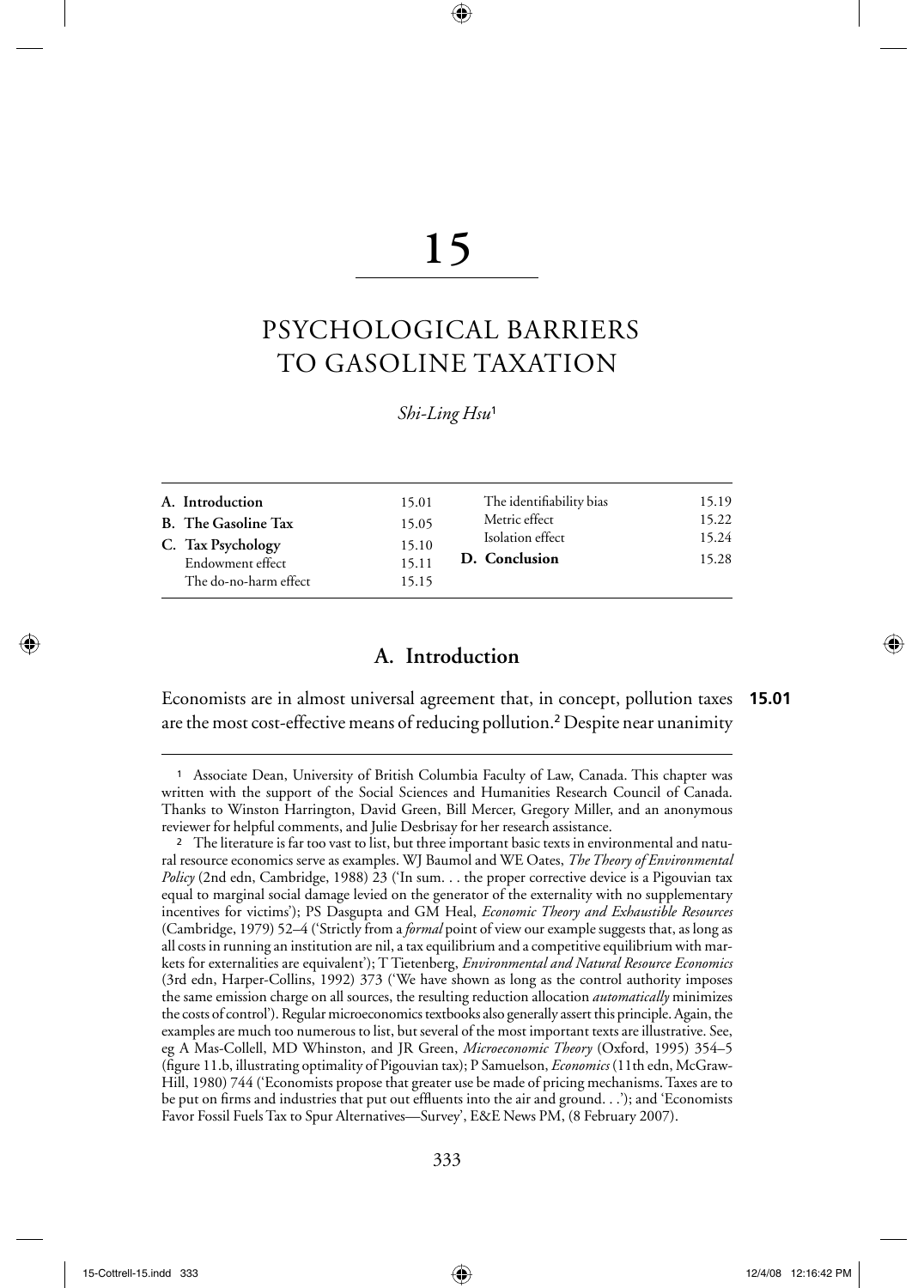# 15

# PSYCHOLOGICAL BARRIERS TO GASOLINE TAXATION

*Shi-Ling Hsu*[1]

| | | | |
|---|---|---|---|
| **A. Introduction** | 15.01 | The identifiability bias | 15.19 |
| **B. The Gasoline Tax** | 15.05 | Metric effect | 15.22 |
| **C. Tax Psychology** | 15.10 | Isolation effect | 15.24 |
| Endowment effect | 15.11 | **D. Conclusion** | 15.28 |
| The do-no-harm effect | 15.15 | | |

## A. Introduction

**15.01** Economists are in almost universal agreement that, in concept, pollution taxes are the most cost-effective means of reducing pollution.[2] Despite near unanimity

---

[1] Associate Dean, University of British Columbia Faculty of Law, Canada. This chapter was written with the support of the Social Sciences and Humanities Research Council of Canada. Thanks to Winston Harrington, David Green, Bill Mercer, Gregory Miller, and an anonymous reviewer for helpful comments, and Julie Desbrisay for her research assistance.

[2] The literature is far too vast to list, but three important basic texts in environmental and natural resource economics serve as examples. WJ Baumol and WE Oates, *The Theory of Environmental Policy* (2nd edn, Cambridge, 1988) 23 ('In sum. . . the proper corrective device is a Pigouvian tax equal to marginal social damage levied on the generator of the externality with no supplementary incentives for victims'); PS Dasgupta and GM Heal, *Economic Theory and Exhaustible Resources* (Cambridge, 1979) 52–4 ('Strictly from a *formal* point of view our example suggests that, as long as all costs in running an institution are nil, a tax equilibrium and a competitive equilibrium with markets for externalities are equivalent'); T Tietenberg, *Environmental and Natural Resource Economics* (3rd edn, Harper-Collins, 1992) 373 ('We have shown as long as the control authority imposes the same emission charge on all sources, the resulting reduction allocation *automatically* minimizes the costs of control'). Regular microeconomics textbooks also generally assert this principle. Again, the examples are much too numerous to list, but several of the most important texts are illustrative. See, eg A Mas-Collell, MD Whinston, and JR Green, *Microeconomic Theory* (Oxford, 1995) 354–5 (figure 11.b, illustrating optimality of Pigouvian tax); P Samuelson, *Economics* (11th edn, McGraw-Hill, 1980) 744 ('Economists propose that greater use be made of pricing mechanisms. Taxes are to be put on firms and industries that put out effluents into the air and ground. . .'); and 'Economists Favor Fossil Fuels Tax to Spur Alternatives—Survey', E&E News PM, (8 February 2007).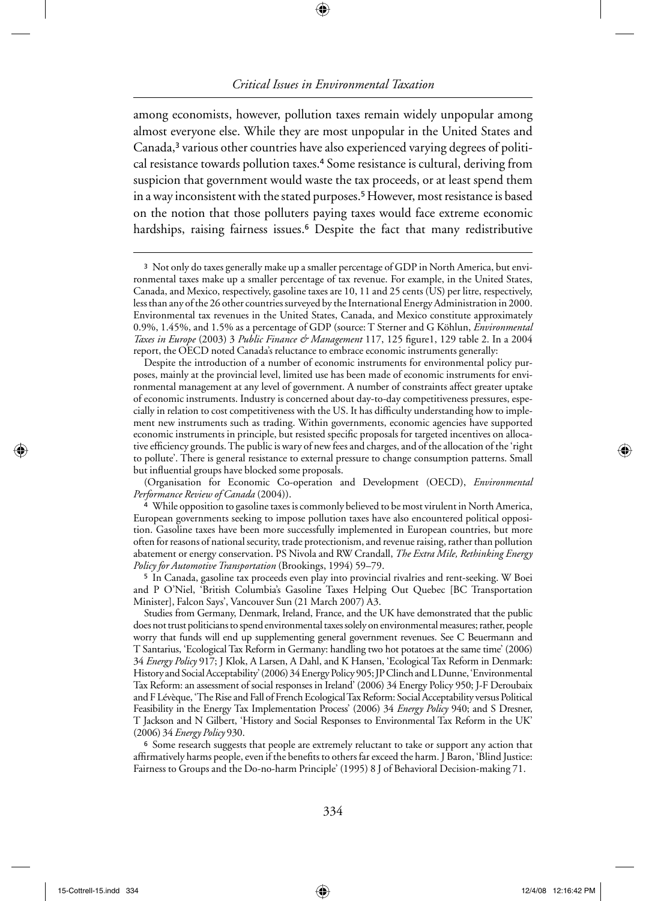among economists, however, pollution taxes remain widely unpopular among almost everyone else. While they are most unpopular in the United States and Canada,[3] various other countries have also experienced varying degrees of political resistance towards pollution taxes.[4] Some resistance is cultural, deriving from suspicion that government would waste the tax proceeds, or at least spend them in a way inconsistent with the stated purposes.[5] However, most resistance is based on the notion that those polluters paying taxes would face extreme economic hardships, raising fairness issues.[6] Despite the fact that many redistributive

---

[3] Not only do taxes generally make up a smaller percentage of GDP in North America, but environmental taxes make up a smaller percentage of tax revenue. For example, in the United States, Canada, and Mexico, respectively, gasoline taxes are 10, 11 and 25 cents (US) per litre, respectively, less than any of the 26 other countries surveyed by the International Energy Administration in 2000. Environmental tax revenues in the United States, Canada, and Mexico constitute approximately 0.9%, 1.45%, and 1.5% as a percentage of GDP (source: T Sterner and G Köhlun, *Environmental Taxes in Europe* (2003) 3 *Public Finance & Management* 117, 125 figure1, 129 table 2. In a 2004 report, the OECD noted Canada's reluctance to embrace economic instruments generally:

> Despite the introduction of a number of economic instruments for environmental policy purposes, mainly at the provincial level, limited use has been made of economic instruments for environmental management at any level of government. A number of constraints affect greater uptake of economic instruments. Industry is concerned about day-to-day competitiveness pressures, especially in relation to cost competitiveness with the US. It has difficulty understanding how to implement new instruments such as trading. Within governments, economic agencies have supported economic instruments in principle, but resisted specific proposals for targeted incentives on allocative efficiency grounds. The public is wary of new fees and charges, and of the allocation of the 'right to pollute'. There is general resistance to external pressure to change consumption patterns. Small but influential groups have blocked some proposals.

(Organisation for Economic Co-operation and Development (OECD), *Environmental Performance Review of Canada* (2004)).

[4] While opposition to gasoline taxes is commonly believed to be most virulent in North America, European governments seeking to impose pollution taxes have also encountered political opposition. Gasoline taxes have been more successfully implemented in European countries, but more often for reasons of national security, trade protectionism, and revenue raising, rather than pollution abatement or energy conservation. PS Nivola and RW Crandall, *The Extra Mile, Rethinking Energy Policy for Automotive Transportation* (Brookings, 1994) 59–79.

[5] In Canada, gasoline tax proceeds even play into provincial rivalries and rent-seeking. W Boei and P O'Niel, 'British Columbia's Gasoline Taxes Helping Out Quebec [BC Transportation Minister], Falcon Says', Vancouver Sun (21 March 2007) A3.

Studies from Germany, Denmark, Ireland, France, and the UK have demonstrated that the public does not trust politicians to spend environmental taxes solely on environmental measures; rather, people worry that funds will end up supplementing general government revenues. See C Beuermann and T Santarius, 'Ecological Tax Reform in Germany: handling two hot potatoes at the same time' (2006) 34 *Energy Policy* 917; J Klok, A Larsen, A Dahl, and K Hansen, 'Ecological Tax Reform in Denmark: History and Social Acceptability' (2006) 34 Energy Policy 905; JP Clinch and L Dunne, 'Environmental Tax Reform: an assessment of social responses in Ireland' (2006) 34 Energy Policy 950; J-F Deroubaix and F Lévèque, 'The Rise and Fall of French Ecological Tax Reform: Social Acceptability versus Political Feasibility in the Energy Tax Implementation Process' (2006) 34 *Energy Policy* 940; and S Dresner, T Jackson and N Gilbert, 'History and Social Responses to Environmental Tax Reform in the UK' (2006) 34 *Energy Policy* 930.

[6] Some research suggests that people are extremely reluctant to take or support any action that affirmatively harms people, even if the benefits to others far exceed the harm. J Baron, 'Blind Justice: Fairness to Groups and the Do-no-harm Principle' (1995) 8 J of Behavioral Decision-making 71.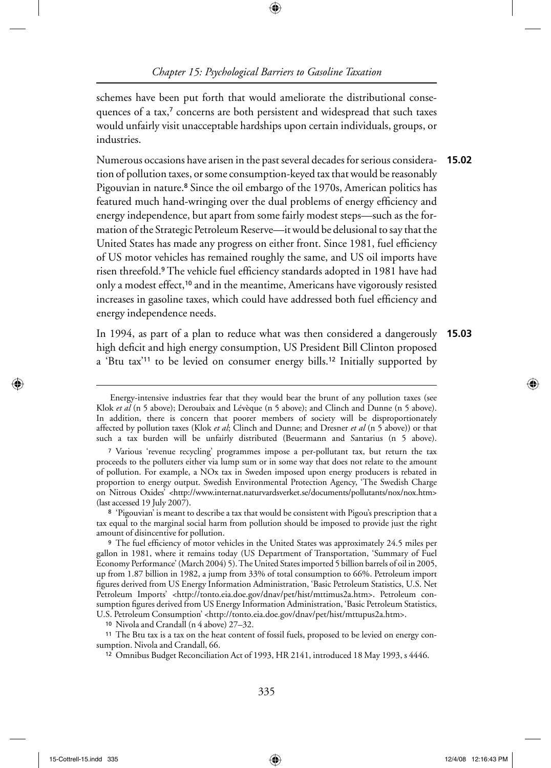schemes have been put forth that would ameliorate the distributional consequences of a tax,[7] concerns are both persistent and widespread that such taxes would unfairly visit unacceptable hardships upon certain individuals, groups, or industries.

**15.02** Numerous occasions have arisen in the past several decades for serious consideration of pollution taxes, or some consumption-keyed tax that would be reasonably Pigouvian in nature.[8] Since the oil embargo of the 1970s, American politics has featured much hand-wringing over the dual problems of energy efficiency and energy independence, but apart from some fairly modest steps—such as the formation of the Strategic Petroleum Reserve—it would be delusional to say that the United States has made any progress on either front. Since 1981, fuel efficiency of US motor vehicles has remained roughly the same, and US oil imports have risen threefold.[9] The vehicle fuel efficiency standards adopted in 1981 have had only a modest effect,[10] and in the meantime, Americans have vigorously resisted increases in gasoline taxes, which could have addressed both fuel efficiency and energy independence needs.

**15.03** In 1994, as part of a plan to reduce what was then considered a dangerously high deficit and high energy consumption, US President Bill Clinton proposed a 'Btu tax'[11] to be levied on consumer energy bills.[12] Initially supported by

---

Energy-intensive industries fear that they would bear the brunt of any pollution taxes (see Klok *et al* (n 5 above); Deroubaix and Lévèque (n 5 above); and Clinch and Dunne (n 5 above). In addition, there is concern that poorer members of society will be disproportionately affected by pollution taxes (Klok *et al*; Clinch and Dunne; and Dresner *et al* (n 5 above)) or that such a tax burden will be unfairly distributed (Beuermann and Santarius (n 5 above).

[7] Various 'revenue recycling' programmes impose a per-pollutant tax, but return the tax proceeds to the polluters either via lump sum or in some way that does not relate to the amount of pollution. For example, a NOx tax in Sweden imposed upon energy producers is rebated in proportion to energy output. Swedish Environmental Protection Agency, 'The Swedish Charge on Nitrous Oxides' <http://www.internat.naturvardsverket.se/documents/pollutants/nox/nox.htm> (last accessed 19 July 2007).

[8] 'Pigouvian' is meant to describe a tax that would be consistent with Pigou's prescription that a tax equal to the marginal social harm from pollution should be imposed to provide just the right amount of disincentive for pollution.

[9] The fuel efficiency of motor vehicles in the United States was approximately 24.5 miles per gallon in 1981, where it remains today (US Department of Transportation, 'Summary of Fuel Economy Performance' (March 2004) 5). The United States imported 5 billion barrels of oil in 2005, up from 1.87 billion in 1982, a jump from 33% of total consumption to 66%. Petroleum import figures derived from US Energy Information Administration, 'Basic Petroleum Statistics, U.S. Net Petroleum Imports' <http://tonto.eia.doe.gov/dnav/pet/hist/mttimus2a.htm>. Petroleum consumption figures derived from US Energy Information Administration, 'Basic Petroleum Statistics, U.S. Petroleum Consumption' <http://tonto.eia.doe.gov/dnav/pet/hist/mttupus2a.htm>.

[10] Nivola and Crandall (n 4 above) 27–32.

[11] The Btu tax is a tax on the heat content of fossil fuels, proposed to be levied on energy consumption. Nivola and Crandall, 66.

[12] Omnibus Budget Reconciliation Act of 1993, HR 2141, introduced 18 May 1993, s 4446.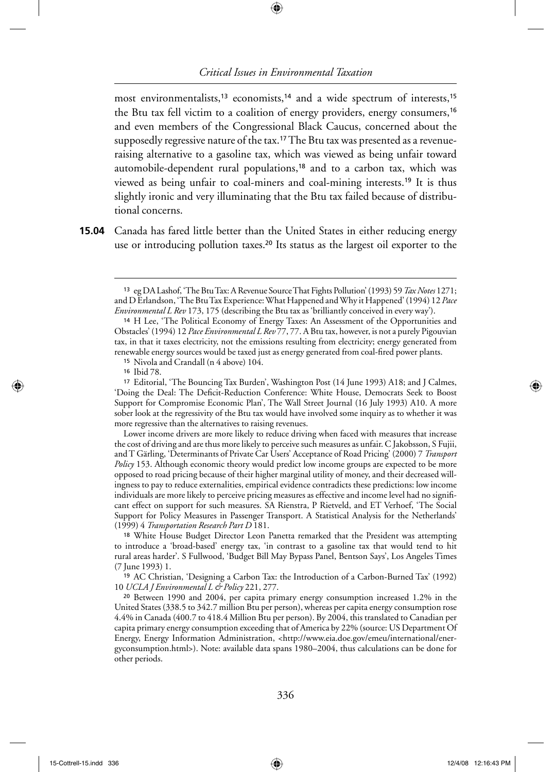most environmentalists,[13] economists,[14] and a wide spectrum of interests,[15] the Btu tax fell victim to a coalition of energy providers, energy consumers,[16] and even members of the Congressional Black Caucus, concerned about the supposedly regressive nature of the tax.[17] The Btu tax was presented as a revenue-raising alternative to a gasoline tax, which was viewed as being unfair toward automobile-dependent rural populations,[18] and to a carbon tax, which was viewed as being unfair to coal-miners and coal-mining interests.[19] It is thus slightly ironic and very illuminating that the Btu tax failed because of distributional concerns.

**15.04** Canada has fared little better than the United States in either reducing energy use or introducing pollution taxes.[20] Its status as the largest oil exporter to the

---

[13] eg DA Lashof, 'The Btu Tax: A Revenue Source That Fights Pollution' (1993) 59 *Tax Notes* 1271; and D Erlandson, 'The Btu Tax Experience: What Happened and Why it Happened' (1994) 12 *Pace Environmental L Rev* 173, 175 (describing the Btu tax as 'brilliantly conceived in every way').

[14] H Lee, 'The Political Economy of Energy Taxes: An Assessment of the Opportunities and Obstacles' (1994) 12 *Pace Environmental L Rev* 77, 77. A Btu tax, however, is not a purely Pigouvian tax, in that it taxes electricity, not the emissions resulting from electricity; energy generated from renewable energy sources would be taxed just as energy generated from coal-fired power plants.

[15] Nivola and Crandall (n 4 above) 104.

[16] Ibid 78.

[17] Editorial, 'The Bouncing Tax Burden', Washington Post (14 June 1993) A18; and J Calmes, 'Doing the Deal: The Deficit-Reduction Conference: White House, Democrats Seek to Boost Support for Compromise Economic Plan', The Wall Street Journal (16 July 1993) A10. A more sober look at the regressivity of the Btu tax would have involved some inquiry as to whether it was more regressive than the alternatives to raising revenues.

Lower income drivers are more likely to reduce driving when faced with measures that increase the cost of driving and are thus more likely to perceive such measures as unfair. C Jakobsson, S Fujii, and T Gärling, 'Determinants of Private Car Users' Acceptance of Road Pricing' (2000) 7 *Transport Policy* 153. Although economic theory would predict low income groups are expected to be more opposed to road pricing because of their higher marginal utility of money, and their decreased willingness to pay to reduce externalities, empirical evidence contradicts these predictions: low income individuals are more likely to perceive pricing measures as effective and income level had no significant effect on support for such measures. SA Rienstra, P Rietveld, and ET Verhoef, 'The Social Support for Policy Measures in Passenger Transport. A Statistical Analysis for the Netherlands' (1999) 4 *Transportation Research Part D* 181.

[18] White House Budget Director Leon Panetta remarked that the President was attempting to introduce a 'broad-based' energy tax, 'in contrast to a gasoline tax that would tend to hit rural areas harder'. S Fullwood, 'Budget Bill May Bypass Panel, Bentson Says', Los Angeles Times (7 June 1993) 1.

[19] AC Christian, 'Designing a Carbon Tax: the Introduction of a Carbon-Burned Tax' (1992) 10 *UCLA J Environmental L & Policy* 221, 277.

[20] Between 1990 and 2004, per capita primary energy consumption increased 1.2% in the United States (338.5 to 342.7 million Btu per person), whereas per capita energy consumption rose 4.4% in Canada (400.7 to 418.4 Million Btu per person). By 2004, this translated to Canadian per capita primary energy consumption exceeding that of America by 22% (source: US Department Of Energy, Energy Information Administration, <http://www.eia.doe.gov/emeu/international/energyconsumption.html>). Note: available data spans 1980–2004, thus calculations can be done for other periods.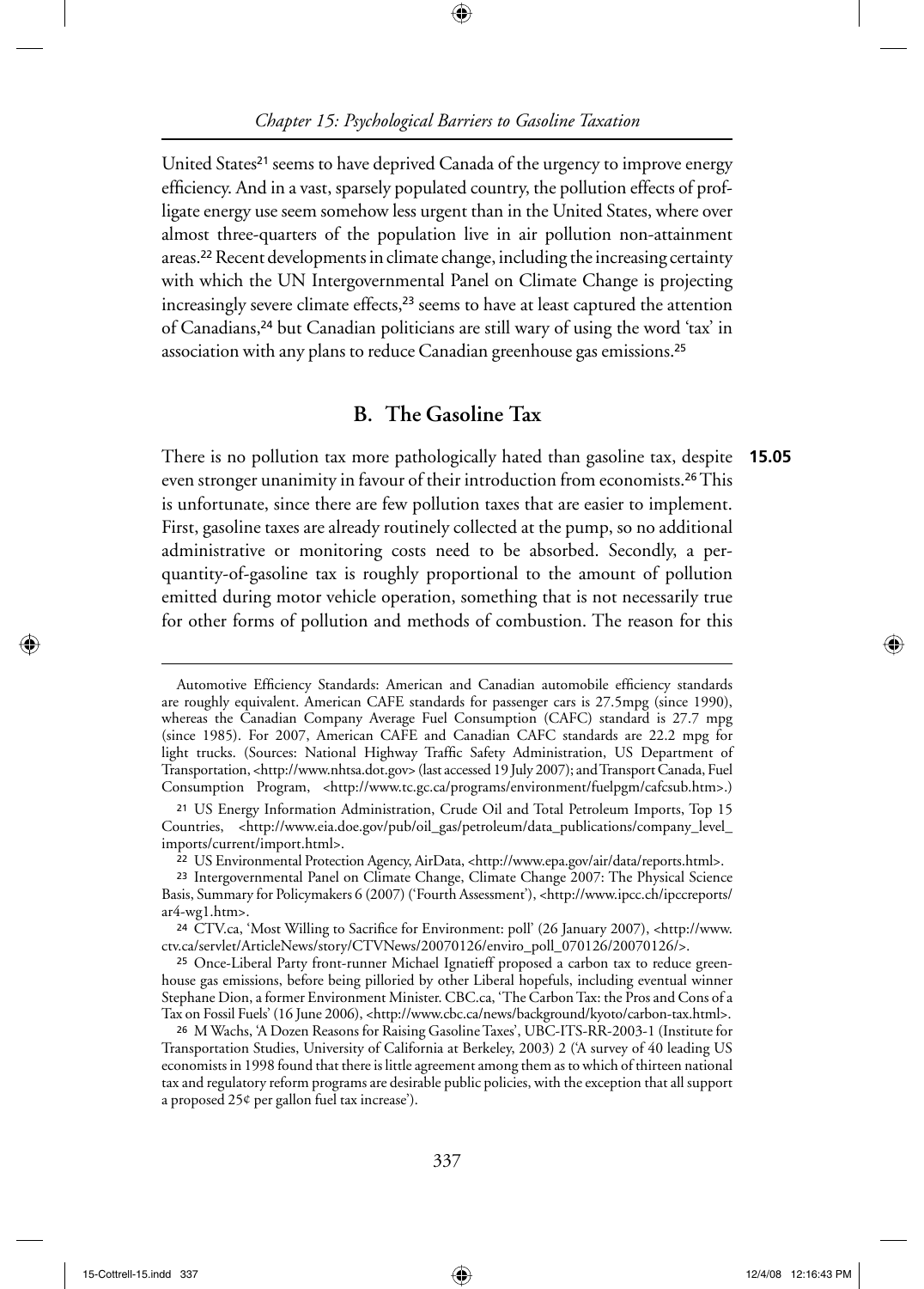United States[21] seems to have deprived Canada of the urgency to improve energy efficiency. And in a vast, sparsely populated country, the pollution effects of profligate energy use seem somehow less urgent than in the United States, where over almost three-quarters of the population live in air pollution non-attainment areas.[22] Recent developments in climate change, including the increasing certainty with which the UN Intergovernmental Panel on Climate Change is projecting increasingly severe climate effects,[23] seems to have at least captured the attention of Canadians,[24] but Canadian politicians are still wary of using the word 'tax' in association with any plans to reduce Canadian greenhouse gas emissions.[25]

## B. The Gasoline Tax

**15.05** There is no pollution tax more pathologically hated than gasoline tax, despite even stronger unanimity in favour of their introduction from economists.[26] This is unfortunate, since there are few pollution taxes that are easier to implement. First, gasoline taxes are already routinely collected at the pump, so no additional administrative or monitoring costs need to be absorbed. Secondly, a per-quantity-of-gasoline tax is roughly proportional to the amount of pollution emitted during motor vehicle operation, something that is not necessarily true for other forms of pollution and methods of combustion. The reason for this

---

Automotive Efficiency Standards: American and Canadian automobile efficiency standards are roughly equivalent. American CAFE standards for passenger cars is 27.5mpg (since 1990), whereas the Canadian Company Average Fuel Consumption (CAFC) standard is 27.7 mpg (since 1985). For 2007, American CAFE and Canadian CAFC standards are 22.2 mpg for light trucks. (Sources: National Highway Traffic Safety Administration, US Department of Transportation, <http://www.nhtsa.dot.gov> (last accessed 19 July 2007); and Transport Canada, Fuel Consumption Program, <http://www.tc.gc.ca/programs/environment/fuelpgm/cafcsub.htm>.)

[21] US Energy Information Administration, Crude Oil and Total Petroleum Imports, Top 15 Countries, <http://www.eia.doe.gov/pub/oil_gas/petroleum/data_publications/company_level_imports/current/import.html>.

[22] US Environmental Protection Agency, AirData, <http://www.epa.gov/air/data/reports.html>.

[23] Intergovernmental Panel on Climate Change, Climate Change 2007: The Physical Science Basis, Summary for Policymakers 6 (2007) ('Fourth Assessment'), <http://www.ipcc.ch/ipccreports/ar4-wg1.htm>.

[24] CTV.ca, 'Most Willing to Sacrifice for Environment: poll' (26 January 2007), <http://www.ctv.ca/servlet/ArticleNews/story/CTVNews/20070126/enviro_poll_070126/20070126/>.

[25] Once-Liberal Party front-runner Michael Ignatieff proposed a carbon tax to reduce greenhouse gas emissions, before being pilloried by other Liberal hopefuls, including eventual winner Stephane Dion, a former Environment Minister. CBC.ca, 'The Carbon Tax: the Pros and Cons of a Tax on Fossil Fuels' (16 June 2006), <http://www.cbc.ca/news/background/kyoto/carbon-tax.html>.

[26] M Wachs, 'A Dozen Reasons for Raising Gasoline Taxes', UBC-ITS-RR-2003-1 (Institute for Transportation Studies, University of California at Berkeley, 2003) 2 ('A survey of 40 leading US economists in 1998 found that there is little agreement among them as to which of thirteen national tax and regulatory reform programs are desirable public policies, with the exception that all support a proposed 25¢ per gallon fuel tax increase').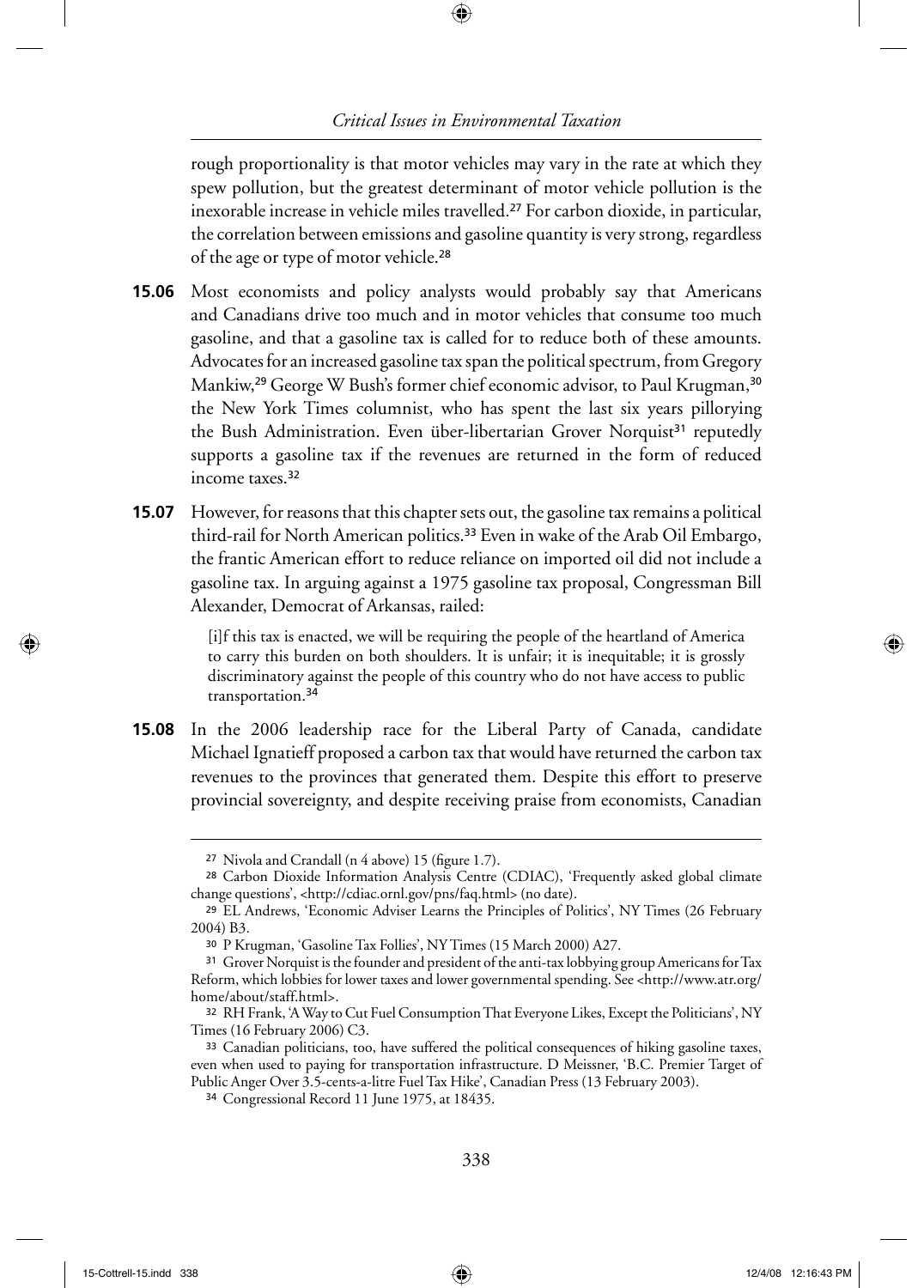rough proportionality is that motor vehicles may vary in the rate at which they spew pollution, but the greatest determinant of motor vehicle pollution is the inexorable increase in vehicle miles travelled.[27] For carbon dioxide, in particular, the correlation between emissions and gasoline quantity is very strong, regardless of the age or type of motor vehicle.[28]

**15.06** Most economists and policy analysts would probably say that Americans and Canadians drive too much and in motor vehicles that consume too much gasoline, and that a gasoline tax is called for to reduce both of these amounts. Advocates for an increased gasoline tax span the political spectrum, from Gregory Mankiw,[29] George W Bush's former chief economic advisor, to Paul Krugman,[30] the New York Times columnist, who has spent the last six years pillorying the Bush Administration. Even über-libertarian Grover Norquist[31] reputedly supports a gasoline tax if the revenues are returned in the form of reduced income taxes.[32]

**15.07** However, for reasons that this chapter sets out, the gasoline tax remains a political third-rail for North American politics.[33] Even in wake of the Arab Oil Embargo, the frantic American effort to reduce reliance on imported oil did not include a gasoline tax. In arguing against a 1975 gasoline tax proposal, Congressman Bill Alexander, Democrat of Arkansas, railed:

> [i]f this tax is enacted, we will be requiring the people of the heartland of America to carry this burden on both shoulders. It is unfair; it is inequitable; it is grossly discriminatory against the people of this country who do not have access to public transportation.[34]

**15.08** In the 2006 leadership race for the Liberal Party of Canada, candidate Michael Ignatieff proposed a carbon tax that would have returned the carbon tax revenues to the provinces that generated them. Despite this effort to preserve provincial sovereignty, and despite receiving praise from economists, Canadian

---

[27] Nivola and Crandall (n 4 above) 15 (figure 1.7).

[28] Carbon Dioxide Information Analysis Centre (CDIAC), 'Frequently asked global climate change questions', <http://cdiac.ornl.gov/pns/faq.html> (no date).

[29] EL Andrews, 'Economic Adviser Learns the Principles of Politics', NY Times (26 February 2004) B3.

[30] P Krugman, 'Gasoline Tax Follies', NY Times (15 March 2000) A27.

[31] Grover Norquist is the founder and president of the anti-tax lobbying group Americans for Tax Reform, which lobbies for lower taxes and lower governmental spending. See <http://www.atr.org/home/about/staff.html>.

[32] RH Frank, 'A Way to Cut Fuel Consumption That Everyone Likes, Except the Politicians', NY Times (16 February 2006) C3.

[33] Canadian politicians, too, have suffered the political consequences of hiking gasoline taxes, even when used to paying for transportation infrastructure. D Meissner, 'B.C. Premier Target of Public Anger Over 3.5-cents-a-litre Fuel Tax Hike', Canadian Press (13 February 2003).

[34] Congressional Record 11 June 1975, at 18435.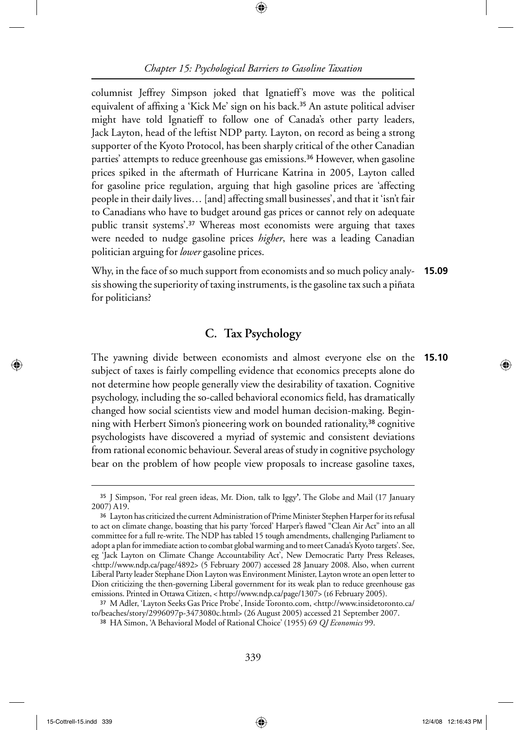columnist Jeffrey Simpson joked that Ignatieff's move was the political equivalent of affixing a 'Kick Me' sign on his back.[35] An astute political adviser might have told Ignatieff to follow one of Canada's other party leaders, Jack Layton, head of the leftist NDP party. Layton, on record as being a strong supporter of the Kyoto Protocol, has been sharply critical of the other Canadian parties' attempts to reduce greenhouse gas emissions.[36] However, when gasoline prices spiked in the aftermath of Hurricane Katrina in 2005, Layton called for gasoline price regulation, arguing that high gasoline prices are 'affecting people in their daily lives… [and] affecting small businesses', and that it 'isn't fair to Canadians who have to budget around gas prices or cannot rely on adequate public transit systems'.[37] Whereas most economists were arguing that taxes were needed to nudge gasoline prices *higher*, here was a leading Canadian politician arguing for *lower* gasoline prices.

**15.09** Why, in the face of so much support from economists and so much policy analysis showing the superiority of taxing instruments, is the gasoline tax such a piñata for politicians?

## C. Tax Psychology

**15.10** The yawning divide between economists and almost everyone else on the subject of taxes is fairly compelling evidence that economics precepts alone do not determine how people generally view the desirability of taxation. Cognitive psychology, including the so-called behavioral economics field, has dramatically changed how social scientists view and model human decision-making. Beginning with Herbert Simon's pioneering work on bounded rationality,[38] cognitive psychologists have discovered a myriad of systemic and consistent deviations from rational economic behaviour. Several areas of study in cognitive psychology bear on the problem of how people view proposals to increase gasoline taxes,

---

[35] J Simpson, 'For real green ideas, Mr. Dion, talk to Iggy', The Globe and Mail (17 January 2007) A19.

[36] Layton has criticized the current Administration of Prime Minister Stephen Harper for its refusal to act on climate change, boasting that his party 'forced' Harper's flawed "Clean Air Act" into an all committee for a full re-write. The NDP has tabled 15 tough amendments, challenging Parliament to adopt a plan for immediate action to combat global warming and to meet Canada's Kyoto targets'. See, eg 'Jack Layton on Climate Change Accountability Act', New Democratic Party Press Releases, <http://www.ndp.ca/page/4892> (5 February 2007) accessed 28 January 2008. Also, when current Liberal Party leader Stephane Dion Layton was Environment Minister, Layton wrote an open letter to Dion criticizing the then-governing Liberal government for its weak plan to reduce greenhouse gas emissions. Printed in Ottawa Citizen, < http://www.ndp.ca/page/1307> (16 February 2005).

[37] M Adler, 'Layton Seeks Gas Price Probe', Inside Toronto.com, <http://www.insidetoronto.ca/to/beaches/story/2996097p-3473080c.html> (26 August 2005) accessed 21 September 2007.

[38] HA Simon, 'A Behavioral Model of Rational Choice' (1955) 69 *QJ Economics* 99.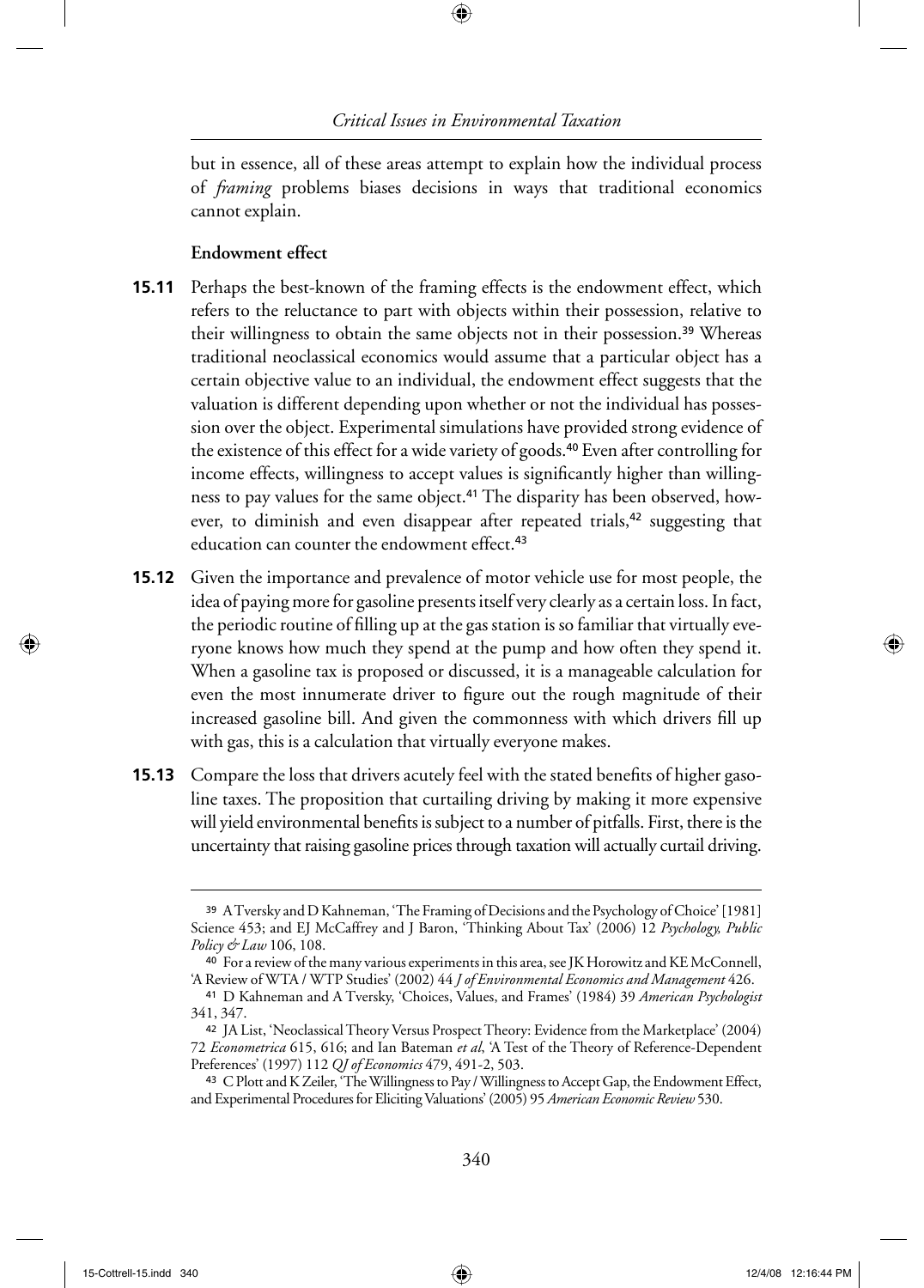but in essence, all of these areas attempt to explain how the individual process of *framing* problems biases decisions in ways that traditional economics cannot explain.

**Endowment effect**

**15.11** Perhaps the best-known of the framing effects is the endowment effect, which refers to the reluctance to part with objects within their possession, relative to their willingness to obtain the same objects not in their possession.[39] Whereas traditional neoclassical economics would assume that a particular object has a certain objective value to an individual, the endowment effect suggests that the valuation is different depending upon whether or not the individual has possession over the object. Experimental simulations have provided strong evidence of the existence of this effect for a wide variety of goods.[40] Even after controlling for income effects, willingness to accept values is significantly higher than willingness to pay values for the same object.[41] The disparity has been observed, however, to diminish and even disappear after repeated trials,[42] suggesting that education can counter the endowment effect.[43]

**15.12** Given the importance and prevalence of motor vehicle use for most people, the idea of paying more for gasoline presents itself very clearly as a certain loss. In fact, the periodic routine of filling up at the gas station is so familiar that virtually everyone knows how much they spend at the pump and how often they spend it. When a gasoline tax is proposed or discussed, it is a manageable calculation for even the most innumerate driver to figure out the rough magnitude of their increased gasoline bill. And given the commonness with which drivers fill up with gas, this is a calculation that virtually everyone makes.

**15.13** Compare the loss that drivers acutely feel with the stated benefits of higher gasoline taxes. The proposition that curtailing driving by making it more expensive will yield environmental benefits is subject to a number of pitfalls. First, there is the uncertainty that raising gasoline prices through taxation will actually curtail driving.

---

[39] A Tversky and D Kahneman, 'The Framing of Decisions and the Psychology of Choice' [1981] Science 453; and EJ McCaffrey and J Baron, 'Thinking About Tax' (2006) 12 *Psychology, Public Policy & Law* 106, 108.

[40] For a review of the many various experiments in this area, see JK Horowitz and KE McConnell, 'A Review of WTA / WTP Studies' (2002) 44 *J of Environmental Economics and Management* 426.

[41] D Kahneman and A Tversky, 'Choices, Values, and Frames' (1984) 39 *American Psychologist* 341, 347.

[42] JA List, 'Neoclassical Theory Versus Prospect Theory: Evidence from the Marketplace' (2004) 72 *Econometrica* 615, 616; and Ian Bateman *et al*, 'A Test of the Theory of Reference-Dependent Preferences' (1997) 112 *QJ of Economics* 479, 491-2, 503.

[43] C Plott and K Zeiler, 'The Willingness to Pay / Willingness to Accept Gap, the Endowment Effect, and Experimental Procedures for Eliciting Valuations' (2005) 95 *American Economic Review* 530.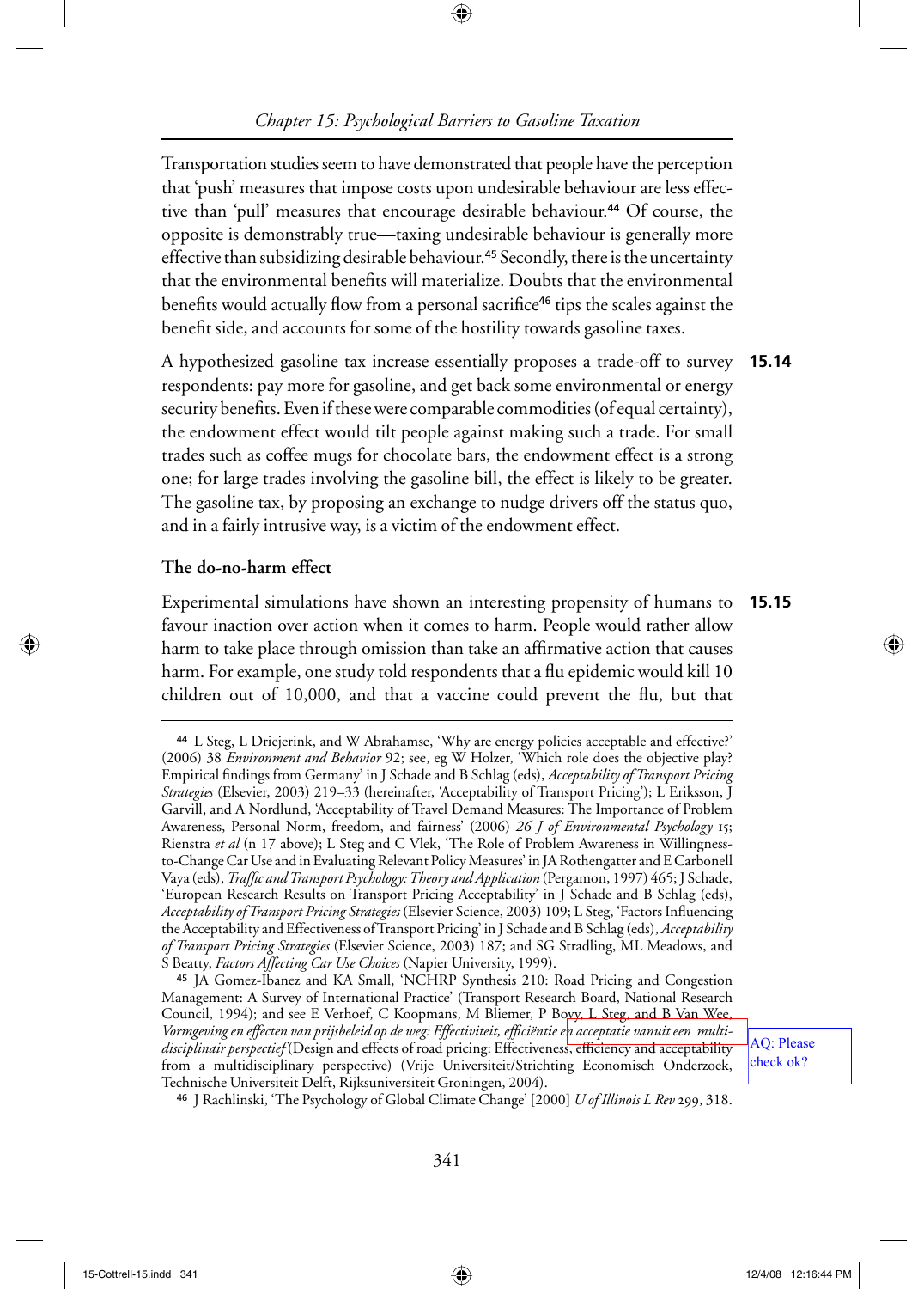Transportation studies seem to have demonstrated that people have the perception that 'push' measures that impose costs upon undesirable behaviour are less effective than 'pull' measures that encourage desirable behaviour.[44] Of course, the opposite is demonstrably true—taxing undesirable behaviour is generally more effective than subsidizing desirable behaviour.[45] Secondly, there is the uncertainty that the environmental benefits will materialize. Doubts that the environmental benefits would actually flow from a personal sacrifice[46] tips the scales against the benefit side, and accounts for some of the hostility towards gasoline taxes.

**15.14** A hypothesized gasoline tax increase essentially proposes a trade-off to survey respondents: pay more for gasoline, and get back some environmental or energy security benefits. Even if these were comparable commodities (of equal certainty), the endowment effect would tilt people against making such a trade. For small trades such as coffee mugs for chocolate bars, the endowment effect is a strong one; for large trades involving the gasoline bill, the effect is likely to be greater. The gasoline tax, by proposing an exchange to nudge drivers off the status quo, and in a fairly intrusive way, is a victim of the endowment effect.

### The do-no-harm effect

**15.15** Experimental simulations have shown an interesting propensity of humans to favour inaction over action when it comes to harm. People would rather allow harm to take place through omission than take an affirmative action that causes harm. For example, one study told respondents that a flu epidemic would kill 10 children out of 10,000, and that a vaccine could prevent the flu, but that

---

[44] L Steg, L Driejerink, and W Abrahamse, 'Why are energy policies acceptable and effective?' (2006) 38 *Environment and Behavior* 92; see, eg W Holzer, 'Which role does the objective play? Empirical findings from Germany' in J Schade and B Schlag (eds), *Acceptability of Transport Pricing Strategies* (Elsevier, 2003) 219–33 (hereinafter, 'Acceptability of Transport Pricing'); L Eriksson, J Garvill, and A Nordlund, 'Acceptability of Travel Demand Measures: The Importance of Problem Awareness, Personal Norm, freedom, and fairness' (2006) *26 J of Environmental Psychology* 15; Rienstra *et al* (n 17 above); L Steg and C Vlek, 'The Role of Problem Awareness in Willingness-to-Change Car Use and in Evaluating Relevant Policy Measures' in JA Rothengatter and E Carbonell Vaya (eds), *Traffic and Transport Psychology: Theory and Application* (Pergamon, 1997) 465; J Schade, 'European Research Results on Transport Pricing Acceptability' in J Schade and B Schlag (eds), *Acceptability of Transport Pricing Strategies* (Elsevier Science, 2003) 109; L Steg, 'Factors Influencing the Acceptability and Effectiveness of Transport Pricing' in J Schade and B Schlag (eds), *Acceptability of Transport Pricing Strategies* (Elsevier Science, 2003) 187; and SG Stradling, ML Meadows, and S Beatty, *Factors Affecting Car Use Choices* (Napier University, 1999).

[45] JA Gomez-Ibanez and KA Small, 'NCHRP Synthesis 210: Road Pricing and Congestion Management: A Survey of International Practice' (Transport Research Board, National Research Council, 1994); and see E Verhoef, C Koopmans, M Bliemer, P Bovy, L Steg, and B Van Wee, *Vormgeving en effecten van prijsbeleid op de weg: Effectiviteit, efficiëntie en acceptatie vanuit een multi-disciplinair perspectief* (Design and effects of road pricing: Effectiveness, efficiency and acceptability from a multidisciplinary perspective) (Vrije Universiteit/Strichting Economisch Onderzoek, Technische Universiteit Delft, Rijksuniversiteit Groningen, 2004).

[46] J Rachlinski, 'The Psychology of Global Climate Change' [2000] *U of Illinois L Rev* 299, 318.

AQ: Please check ok?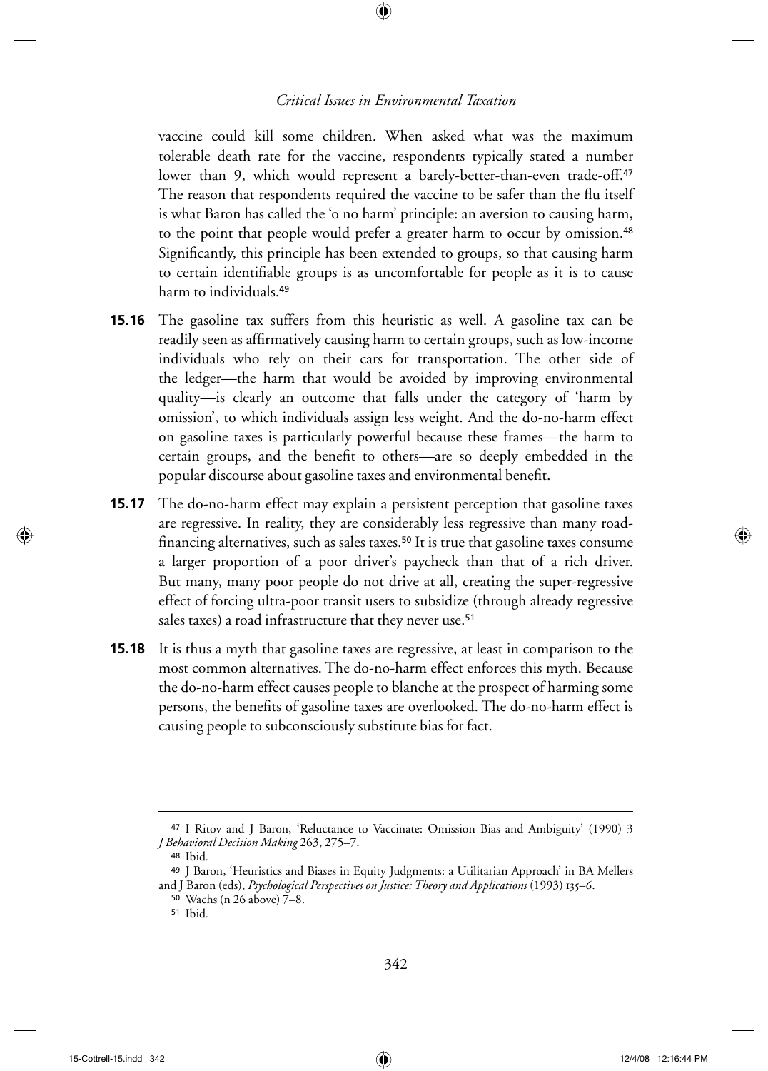vaccine could kill some children. When asked what was the maximum tolerable death rate for the vaccine, respondents typically stated a number lower than 9, which would represent a barely-better-than-even trade-off.[47] The reason that respondents required the vaccine to be safer than the flu itself is what Baron has called the 'o no harm' principle: an aversion to causing harm, to the point that people would prefer a greater harm to occur by omission.[48] Significantly, this principle has been extended to groups, so that causing harm to certain identifiable groups is as uncomfortable for people as it is to cause harm to individuals.[49]

**15.16** The gasoline tax suffers from this heuristic as well. A gasoline tax can be readily seen as affirmatively causing harm to certain groups, such as low-income individuals who rely on their cars for transportation. The other side of the ledger—the harm that would be avoided by improving environmental quality—is clearly an outcome that falls under the category of 'harm by omission', to which individuals assign less weight. And the do-no-harm effect on gasoline taxes is particularly powerful because these frames—the harm to certain groups, and the benefit to others—are so deeply embedded in the popular discourse about gasoline taxes and environmental benefit.

**15.17** The do-no-harm effect may explain a persistent perception that gasoline taxes are regressive. In reality, they are considerably less regressive than many road-financing alternatives, such as sales taxes.[50] It is true that gasoline taxes consume a larger proportion of a poor driver's paycheck than that of a rich driver. But many, many poor people do not drive at all, creating the super-regressive effect of forcing ultra-poor transit users to subsidize (through already regressive sales taxes) a road infrastructure that they never use.[51]

**15.18** It is thus a myth that gasoline taxes are regressive, at least in comparison to the most common alternatives. The do-no-harm effect enforces this myth. Because the do-no-harm effect causes people to blanche at the prospect of harming some persons, the benefits of gasoline taxes are overlooked. The do-no-harm effect is causing people to subconsciously substitute bias for fact.

---

[47] I Ritov and J Baron, 'Reluctance to Vaccinate: Omission Bias and Ambiguity' (1990) 3 *J Behavioral Decision Making* 263, 275–7.

[48] Ibid.

[49] J Baron, 'Heuristics and Biases in Equity Judgments: a Utilitarian Approach' in BA Mellers and J Baron (eds), *Psychological Perspectives on Justice: Theory and Applications* (1993) 135–6.

[50] Wachs (n 26 above) 7–8.

[51] Ibid.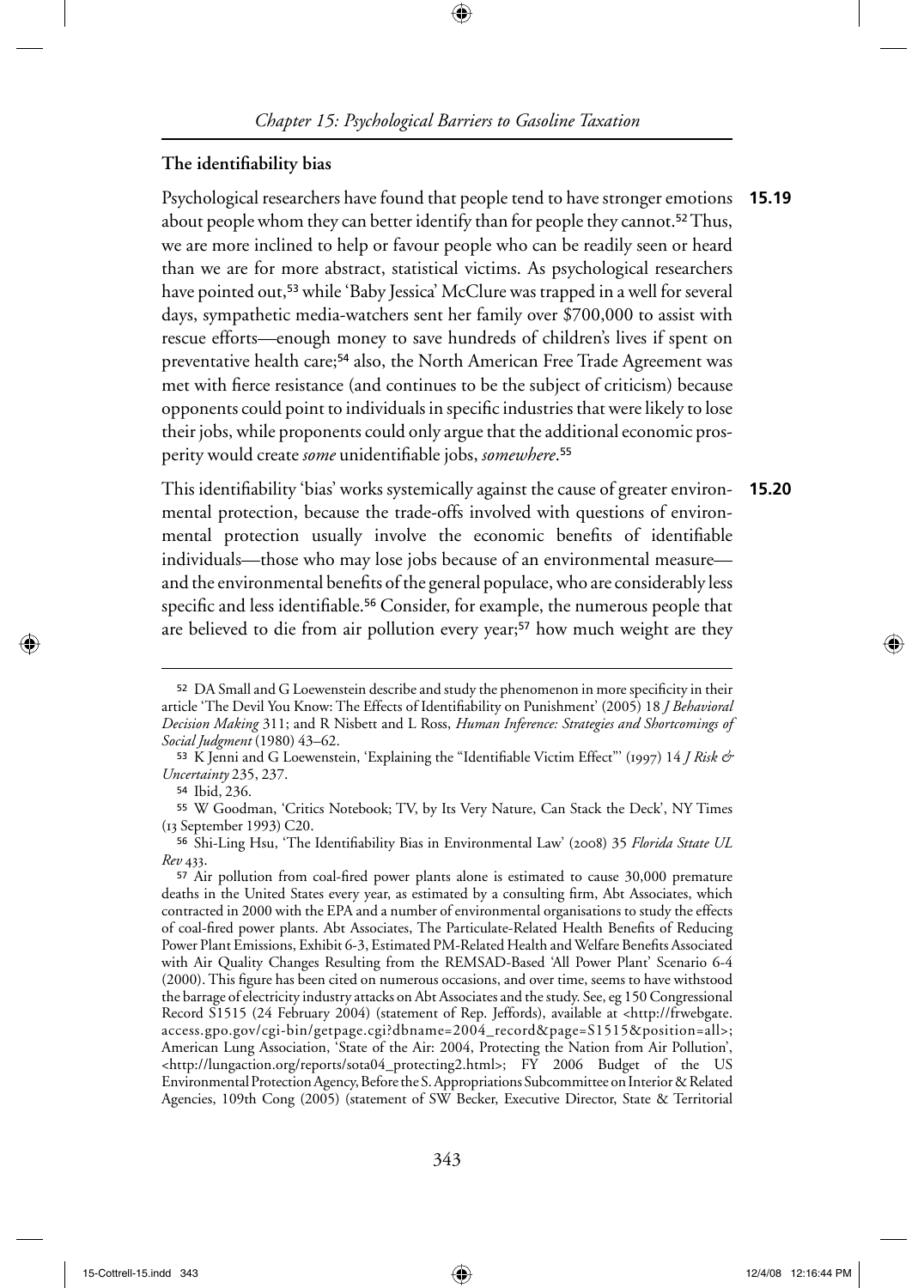## The identifiability bias

**15.19** Psychological researchers have found that people tend to have stronger emotions about people whom they can better identify than for people they cannot.[52] Thus, we are more inclined to help or favour people who can be readily seen or heard than we are for more abstract, statistical victims. As psychological researchers have pointed out,[53] while 'Baby Jessica' McClure was trapped in a well for several days, sympathetic media-watchers sent her family over $700,000 to assist with rescue efforts—enough money to save hundreds of children's lives if spent on preventative health care;[54] also, the North American Free Trade Agreement was met with fierce resistance (and continues to be the subject of criticism) because opponents could point to individuals in specific industries that were likely to lose their jobs, while proponents could only argue that the additional economic prosperity would create *some* unidentifiable jobs, *somewhere*.[55]

**15.20** This identifiability 'bias' works systemically against the cause of greater environmental protection, because the trade-offs involved with questions of environmental protection usually involve the economic benefits of identifiable individuals—those who may lose jobs because of an environmental measure—and the environmental benefits of the general populace, who are considerably less specific and less identifiable.[56] Consider, for example, the numerous people that are believed to die from air pollution every year;[57] how much weight are they

---

[52] DA Small and G Loewenstein describe and study the phenomenon in more specificity in their article 'The Devil You Know: The Effects of Identifiability on Punishment' (2005) 18 *J Behavioral Decision Making* 311; and R Nisbett and L Ross, *Human Inference: Strategies and Shortcomings of Social Judgment* (1980) 43–62.

[53] K Jenni and G Loewenstein, 'Explaining the "Identifiable Victim Effect"' (1997) 14 *J Risk & Uncertainty* 235, 237.

[54] Ibid, 236.

[55] W Goodman, 'Critics Notebook; TV, by Its Very Nature, Can Stack the Deck', NY Times (13 September 1993) C20.

[56] Shi-Ling Hsu, 'The Identifiability Bias in Environmental Law' (2008) 35 *Florida Sttate UL Rev* 433.

[57] Air pollution from coal-fired power plants alone is estimated to cause 30,000 premature deaths in the United States every year, as estimated by a consulting firm, Abt Associates, which contracted in 2000 with the EPA and a number of environmental organisations to study the effects of coal-fired power plants. Abt Associates, The Particulate-Related Health Benefits of Reducing Power Plant Emissions, Exhibit 6-3, Estimated PM-Related Health and Welfare Benefits Associated with Air Quality Changes Resulting from the REMSAD-Based 'All Power Plant' Scenario 6-4 (2000). This figure has been cited on numerous occasions, and over time, seems to have withstood the barrage of electricity industry attacks on Abt Associates and the study. See, eg 150 Congressional Record S1515 (24 February 2004) (statement of Rep. Jeffords), available at <http://frwebgate.access.gpo.gov/cgi-bin/getpage.cgi?dbname=2004_record&page=S1515&position=all>; American Lung Association, 'State of the Air: 2004, Protecting the Nation from Air Pollution', <http://lungaction.org/reports/sota04_protecting2.html>; FY 2006 Budget of the US Environmental Protection Agency, Before the S. Appropriations Subcommittee on Interior & Related Agencies, 109th Cong (2005) (statement of SW Becker, Executive Director, State & Territorial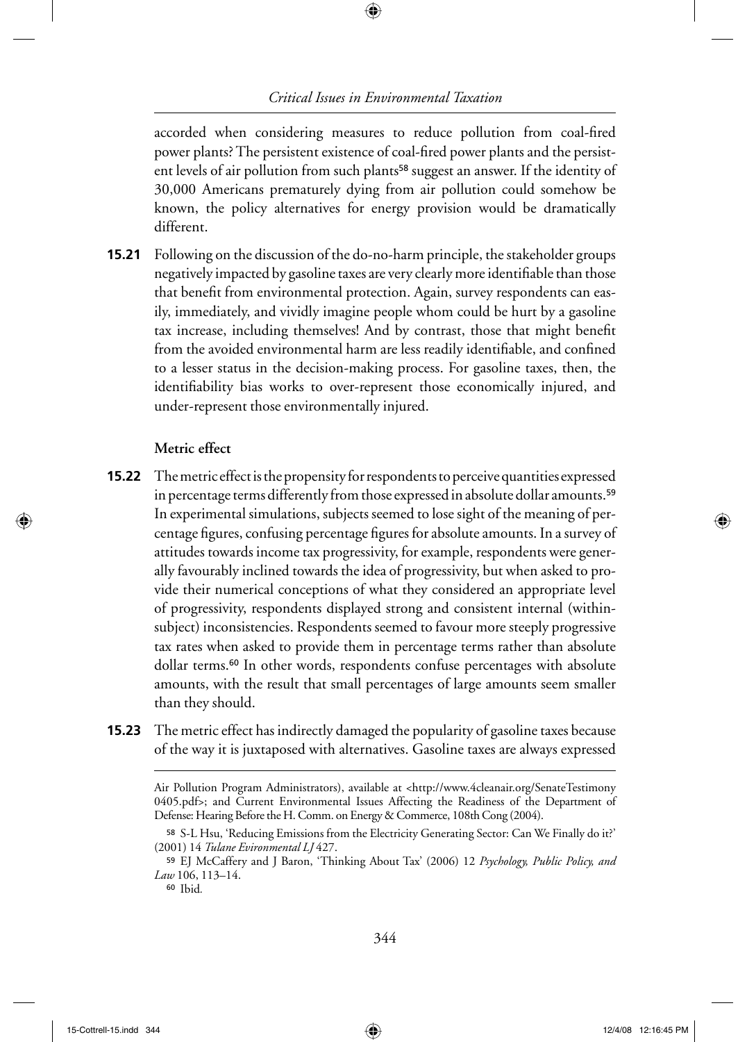accorded when considering measures to reduce pollution from coal-fired power plants? The persistent existence of coal-fired power plants and the persistent levels of air pollution from such plants[58] suggest an answer. If the identity of 30,000 Americans prematurely dying from air pollution could somehow be known, the policy alternatives for energy provision would be dramatically different.

**15.21** Following on the discussion of the do-no-harm principle, the stakeholder groups negatively impacted by gasoline taxes are very clearly more identifiable than those that benefit from environmental protection. Again, survey respondents can easily, immediately, and vividly imagine people whom could be hurt by a gasoline tax increase, including themselves! And by contrast, those that might benefit from the avoided environmental harm are less readily identifiable, and confined to a lesser status in the decision-making process. For gasoline taxes, then, the identifiability bias works to over-represent those economically injured, and under-represent those environmentally injured.

### Metric effect

**15.22** The metric effect is the propensity for respondents to perceive quantities expressed in percentage terms differently from those expressed in absolute dollar amounts.[59] In experimental simulations, subjects seemed to lose sight of the meaning of percentage figures, confusing percentage figures for absolute amounts. In a survey of attitudes towards income tax progressivity, for example, respondents were generally favourably inclined towards the idea of progressivity, but when asked to provide their numerical conceptions of what they considered an appropriate level of progressivity, respondents displayed strong and consistent internal (within-subject) inconsistencies. Respondents seemed to favour more steeply progressive tax rates when asked to provide them in percentage terms rather than absolute dollar terms.[60] In other words, respondents confuse percentages with absolute amounts, with the result that small percentages of large amounts seem smaller than they should.

**15.23** The metric effect has indirectly damaged the popularity of gasoline taxes because of the way it is juxtaposed with alternatives. Gasoline taxes are always expressed

---

Air Pollution Program Administrators), available at <http://www.4cleanair.org/SenateTestimony0405.pdf>; and Current Environmental Issues Affecting the Readiness of the Department of Defense: Hearing Before the H. Comm. on Energy & Commerce, 108th Cong (2004).

[58] S-L Hsu, 'Reducing Emissions from the Electricity Generating Sector: Can We Finally do it?' (2001) 14 *Tulane Evironmental LJ* 427.

[59] EJ McCaffery and J Baron, 'Thinking About Tax' (2006) 12 *Psychology, Public Policy, and Law* 106, 113–14.

[60] Ibid.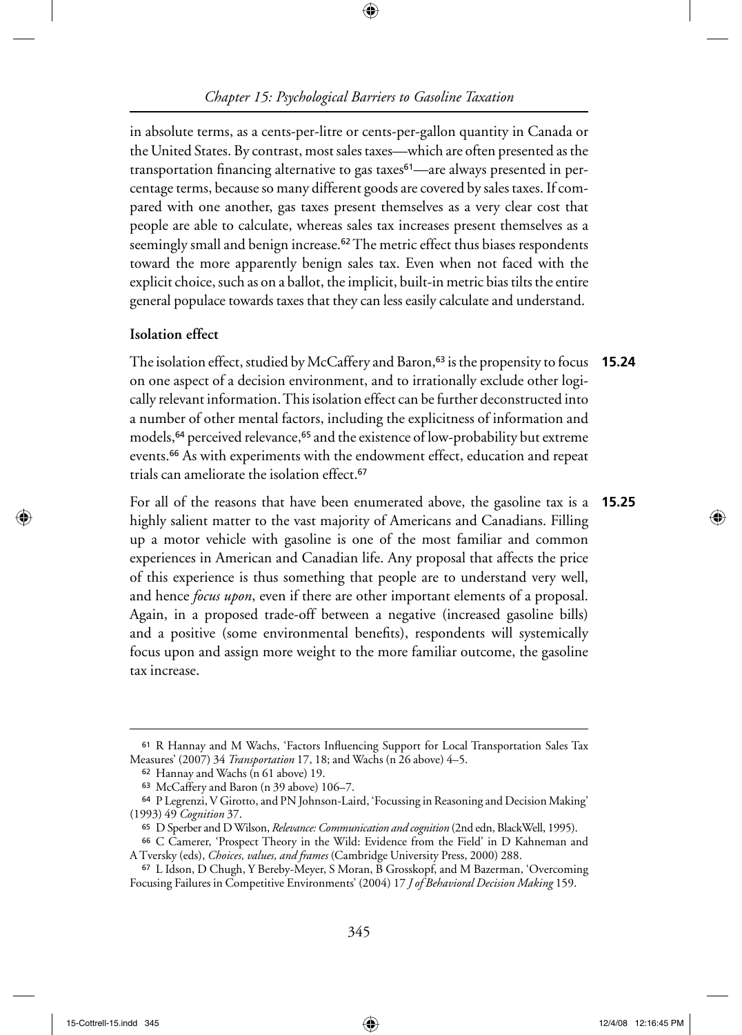in absolute terms, as a cents-per-litre or cents-per-gallon quantity in Canada or the United States. By contrast, most sales taxes—which are often presented as the transportation financing alternative to gas taxes[61]—are always presented in percentage terms, because so many different goods are covered by sales taxes. If compared with one another, gas taxes present themselves as a very clear cost that people are able to calculate, whereas sales tax increases present themselves as a seemingly small and benign increase.[62] The metric effect thus biases respondents toward the more apparently benign sales tax. Even when not faced with the explicit choice, such as on a ballot, the implicit, built-in metric bias tilts the entire general populace towards taxes that they can less easily calculate and understand.

**Isolation effect**

**15.24** The isolation effect, studied by McCaffery and Baron,[63] is the propensity to focus on one aspect of a decision environment, and to irrationally exclude other logically relevant information. This isolation effect can be further deconstructed into a number of other mental factors, including the explicitness of information and models,[64] perceived relevance,[65] and the existence of low-probability but extreme events.[66] As with experiments with the endowment effect, education and repeat trials can ameliorate the isolation effect.[67]

**15.25** For all of the reasons that have been enumerated above, the gasoline tax is a highly salient matter to the vast majority of Americans and Canadians. Filling up a motor vehicle with gasoline is one of the most familiar and common experiences in American and Canadian life. Any proposal that affects the price of this experience is thus something that people are to understand very well, and hence *focus upon*, even if there are other important elements of a proposal. Again, in a proposed trade-off between a negative (increased gasoline bills) and a positive (some environmental benefits), respondents will systemically focus upon and assign more weight to the more familiar outcome, the gasoline tax increase.

---

[61] R Hannay and M Wachs, 'Factors Influencing Support for Local Transportation Sales Tax Measures' (2007) 34 *Transportation* 17, 18; and Wachs (n 26 above) 4–5.

[62] Hannay and Wachs (n 61 above) 19.

[63] McCaffery and Baron (n 39 above) 106–7.

[64] P Legrenzi, V Girotto, and PN Johnson-Laird, 'Focussing in Reasoning and Decision Making' (1993) 49 *Cognition* 37.

[65] D Sperber and D Wilson, *Relevance: Communication and cognition* (2nd edn, BlackWell, 1995).

[66] C Camerer, 'Prospect Theory in the Wild: Evidence from the Field' in D Kahneman and A Tversky (eds), *Choices, values, and frames* (Cambridge University Press, 2000) 288.

[67] L Idson, D Chugh, Y Bereby-Meyer, S Moran, B Grosskopf, and M Bazerman, 'Overcoming Focusing Failures in Competitive Environments' (2004) 17 *J of Behavioral Decision Making* 159.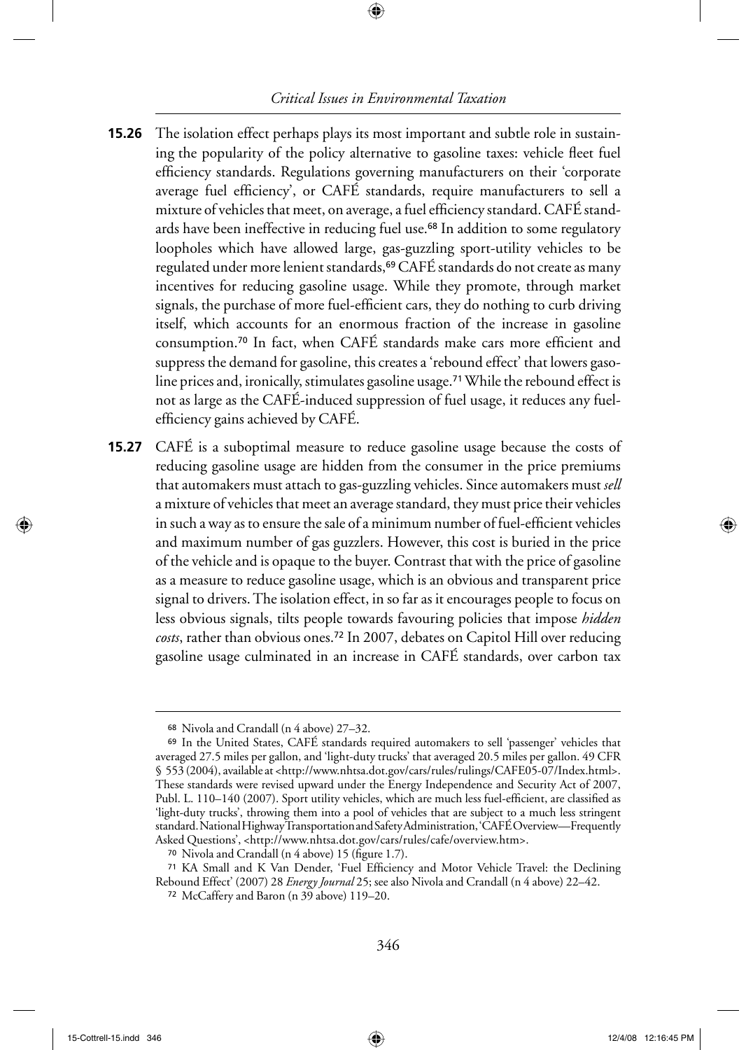**15.26** The isolation effect perhaps plays its most important and subtle role in sustaining the popularity of the policy alternative to gasoline taxes: vehicle fleet fuel efficiency standards. Regulations governing manufacturers on their 'corporate average fuel efficiency', or CAFÉ standards, require manufacturers to sell a mixture of vehicles that meet, on average, a fuel efficiency standard. CAFÉ standards have been ineffective in reducing fuel use.[68] In addition to some regulatory loopholes which have allowed large, gas-guzzling sport-utility vehicles to be regulated under more lenient standards,[69] CAFÉ standards do not create as many incentives for reducing gasoline usage. While they promote, through market signals, the purchase of more fuel-efficient cars, they do nothing to curb driving itself, which accounts for an enormous fraction of the increase in gasoline consumption.[70] In fact, when CAFÉ standards make cars more efficient and suppress the demand for gasoline, this creates a 'rebound effect' that lowers gasoline prices and, ironically, stimulates gasoline usage.[71] While the rebound effect is not as large as the CAFÉ-induced suppression of fuel usage, it reduces any fuel-efficiency gains achieved by CAFÉ.

**15.27** CAFÉ is a suboptimal measure to reduce gasoline usage because the costs of reducing gasoline usage are hidden from the consumer in the price premiums that automakers must attach to gas-guzzling vehicles. Since automakers must *sell* a mixture of vehicles that meet an average standard, they must price their vehicles in such a way as to ensure the sale of a minimum number of fuel-efficient vehicles and maximum number of gas guzzlers. However, this cost is buried in the price of the vehicle and is opaque to the buyer. Contrast that with the price of gasoline as a measure to reduce gasoline usage, which is an obvious and transparent price signal to drivers. The isolation effect, in so far as it encourages people to focus on less obvious signals, tilts people towards favouring policies that impose *hidden costs*, rather than obvious ones.[72] In 2007, debates on Capitol Hill over reducing gasoline usage culminated in an increase in CAFÉ standards, over carbon tax

---

[68] Nivola and Crandall (n 4 above) 27–32.

[69] In the United States, CAFÉ standards required automakers to sell 'passenger' vehicles that averaged 27.5 miles per gallon, and 'light-duty trucks' that averaged 20.5 miles per gallon. 49 CFR § 553 (2004), available at <http://www.nhtsa.dot.gov/cars/rules/rulings/CAFE05-07/Index.html>. These standards were revised upward under the Energy Independence and Security Act of 2007, Publ. L. 110–140 (2007). Sport utility vehicles, which are much less fuel-efficient, are classified as 'light-duty trucks', throwing them into a pool of vehicles that are subject to a much less stringent standard. National Highway Transportation and Safety Administration, 'CAFÉ Overview—Frequently Asked Questions', <http://www.nhtsa.dot.gov/cars/rules/cafe/overview.htm>.

[70] Nivola and Crandall (n 4 above) 15 (figure 1.7).

[71] KA Small and K Van Dender, 'Fuel Efficiency and Motor Vehicle Travel: the Declining Rebound Effect' (2007) 28 *Energy Journal* 25; see also Nivola and Crandall (n 4 above) 22–42.

[72] McCaffery and Baron (n 39 above) 119–20.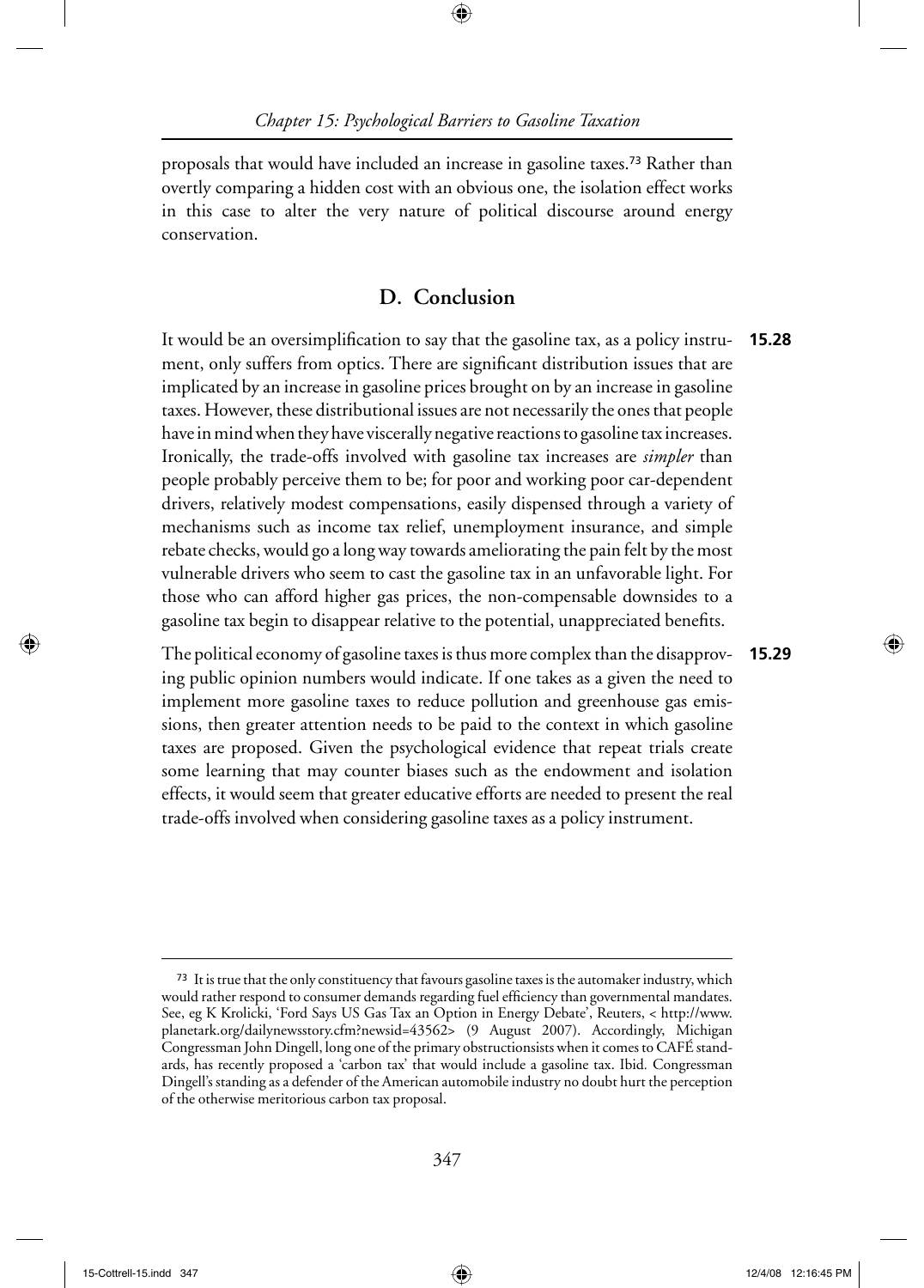proposals that would have included an increase in gasoline taxes.[73] Rather than overtly comparing a hidden cost with an obvious one, the isolation effect works in this case to alter the very nature of political discourse around energy conservation.

## D. Conclusion

**15.28** It would be an oversimplification to say that the gasoline tax, as a policy instrument, only suffers from optics. There are significant distribution issues that are implicated by an increase in gasoline prices brought on by an increase in gasoline taxes. However, these distributional issues are not necessarily the ones that people have in mind when they have viscerally negative reactions to gasoline tax increases. Ironically, the trade-offs involved with gasoline tax increases are *simpler* than people probably perceive them to be; for poor and working poor car-dependent drivers, relatively modest compensations, easily dispensed through a variety of mechanisms such as income tax relief, unemployment insurance, and simple rebate checks, would go a long way towards ameliorating the pain felt by the most vulnerable drivers who seem to cast the gasoline tax in an unfavorable light. For those who can afford higher gas prices, the non-compensable downsides to a gasoline tax begin to disappear relative to the potential, unappreciated benefits.

**15.29** The political economy of gasoline taxes is thus more complex than the disapproving public opinion numbers would indicate. If one takes as a given the need to implement more gasoline taxes to reduce pollution and greenhouse gas emissions, then greater attention needs to be paid to the context in which gasoline taxes are proposed. Given the psychological evidence that repeat trials create some learning that may counter biases such as the endowment and isolation effects, it would seem that greater educative efforts are needed to present the real trade-offs involved when considering gasoline taxes as a policy instrument.

---

[73] It is true that the only constituency that favours gasoline taxes is the automaker industry, which would rather respond to consumer demands regarding fuel efficiency than governmental mandates. See, eg K Krolicki, 'Ford Says US Gas Tax an Option in Energy Debate', Reuters, < http://www.planetark.org/dailynewsstory.cfm?newsid=43562> (9 August 2007). Accordingly, Michigan Congressman John Dingell, long one of the primary obstructionsists when it comes to CAFÉ standards, has recently proposed a 'carbon tax' that would include a gasoline tax. Ibid. Congressman Dingell's standing as a defender of the American automobile industry no doubt hurt the perception of the otherwise meritorious carbon tax proposal.